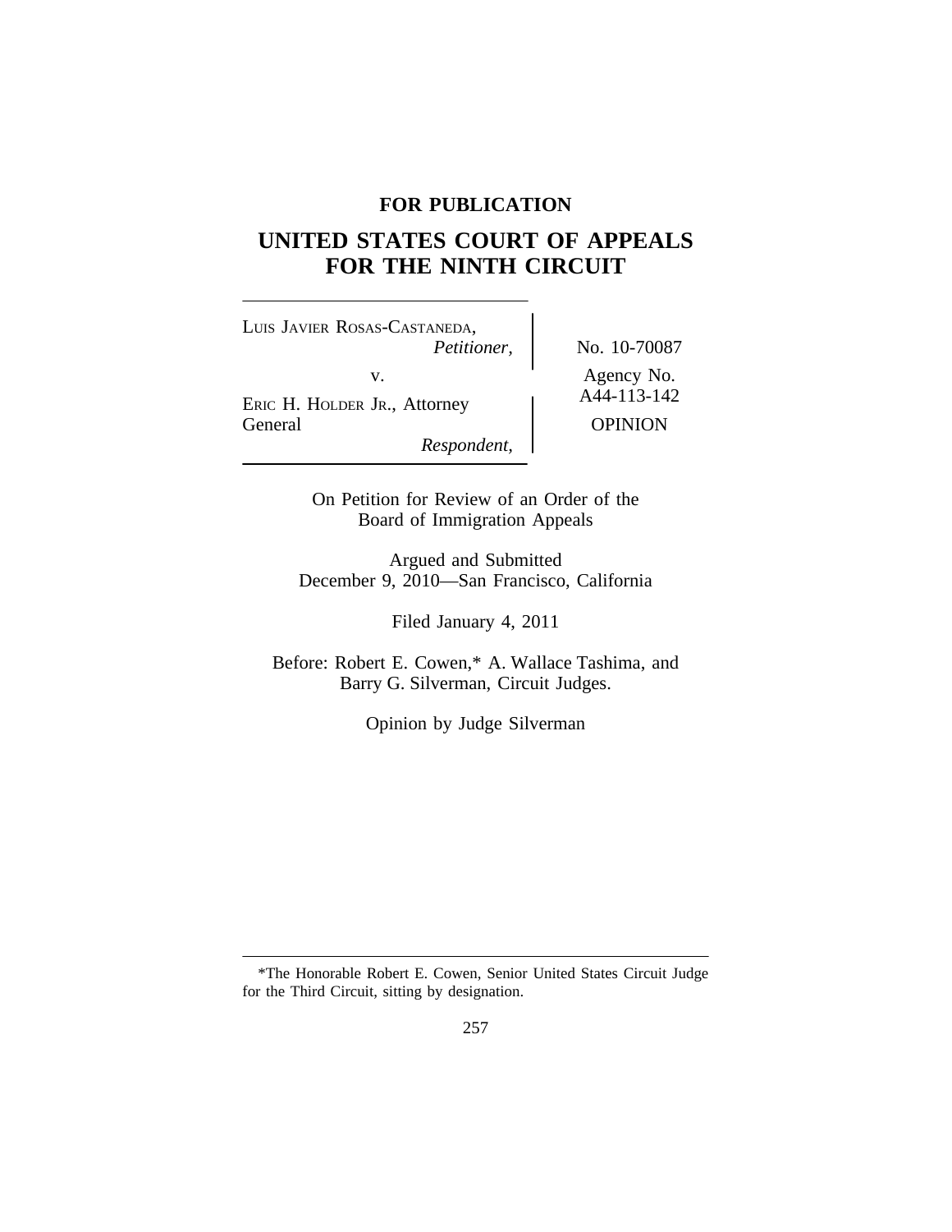**FOR PUBLICATION**

# UNITED STATES COURT OF APPEALS FOR THE NINTH CIRCUIT

LUIS JAVIER ROSAS-CASTANEDA,
*Petitioner,*

v.

ERIC H. HOLDER JR., Attorney General
*Respondent,*

No. 10-70087

Agency No. A44-113-142

OPINION

On Petition for Review of an Order of the Board of Immigration Appeals

Argued and Submitted
December 9, 2010—San Francisco, California

Filed January 4, 2011

Before: Robert E. Cowen,* A. Wallace Tashima, and Barry G. Silverman, Circuit Judges.

Opinion by Judge Silverman

---

*The Honorable Robert E. Cowen, Senior United States Circuit Judge for the Third Circuit, sitting by designation.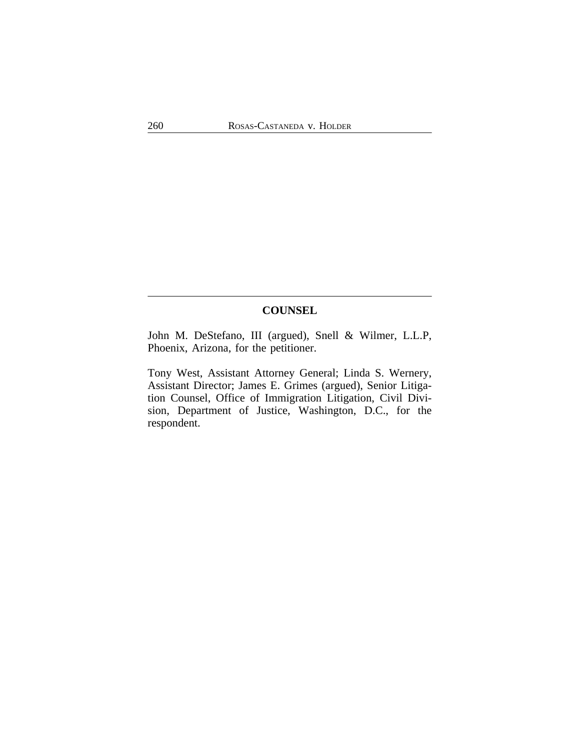## COUNSEL

John M. DeStefano, III (argued), Snell & Wilmer, L.L.P, Phoenix, Arizona, for the petitioner.

Tony West, Assistant Attorney General; Linda S. Wernery, Assistant Director; James E. Grimes (argued), Senior Litigation Counsel, Office of Immigration Litigation, Civil Division, Department of Justice, Washington, D.C., for the respondent.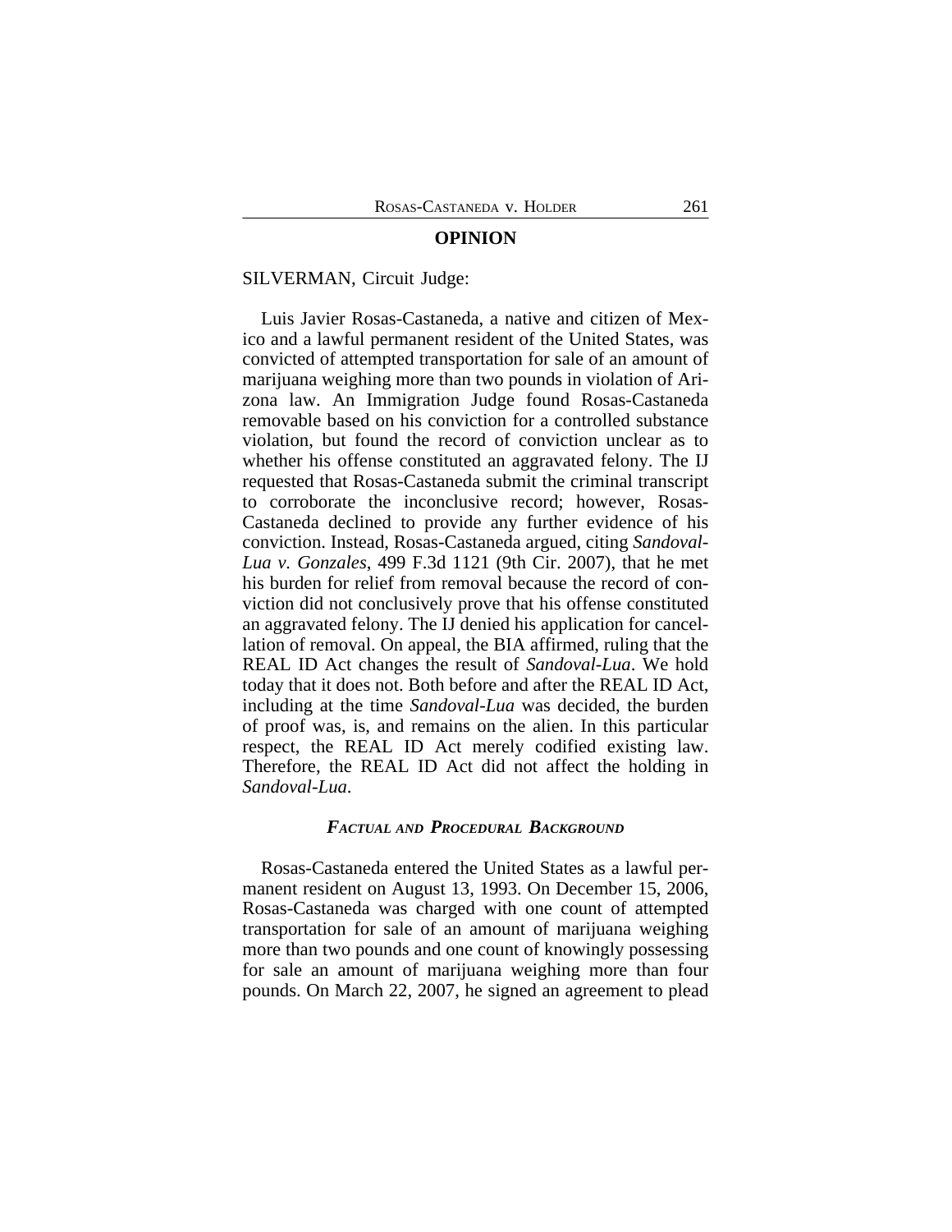## OPINION

SILVERMAN, Circuit Judge:

Luis Javier Rosas-Castaneda, a native and citizen of Mexico and a lawful permanent resident of the United States, was convicted of attempted transportation for sale of an amount of marijuana weighing more than two pounds in violation of Arizona law. An Immigration Judge found Rosas-Castaneda removable based on his conviction for a controlled substance violation, but found the record of conviction unclear as to whether his offense constituted an aggravated felony. The IJ requested that Rosas-Castaneda submit the criminal transcript to corroborate the inconclusive record; however, Rosas-Castaneda declined to provide any further evidence of his conviction. Instead, Rosas-Castaneda argued, citing *Sandoval-Lua v. Gonzales*, 499 F.3d 1121 (9th Cir. 2007), that he met his burden for relief from removal because the record of conviction did not conclusively prove that his offense constituted an aggravated felony. The IJ denied his application for cancellation of removal. On appeal, the BIA affirmed, ruling that the REAL ID Act changes the result of *Sandoval-Lua*. We hold today that it does not. Both before and after the REAL ID Act, including at the time *Sandoval-Lua* was decided, the burden of proof was, is, and remains on the alien. In this particular respect, the REAL ID Act merely codified existing law. Therefore, the REAL ID Act did not affect the holding in *Sandoval-Lua*.

### *FACTUAL AND PROCEDURAL BACKGROUND*

Rosas-Castaneda entered the United States as a lawful permanent resident on August 13, 1993. On December 15, 2006, Rosas-Castaneda was charged with one count of attempted transportation for sale of an amount of marijuana weighing more than two pounds and one count of knowingly possessing for sale an amount of marijuana weighing more than four pounds. On March 22, 2007, he signed an agreement to plead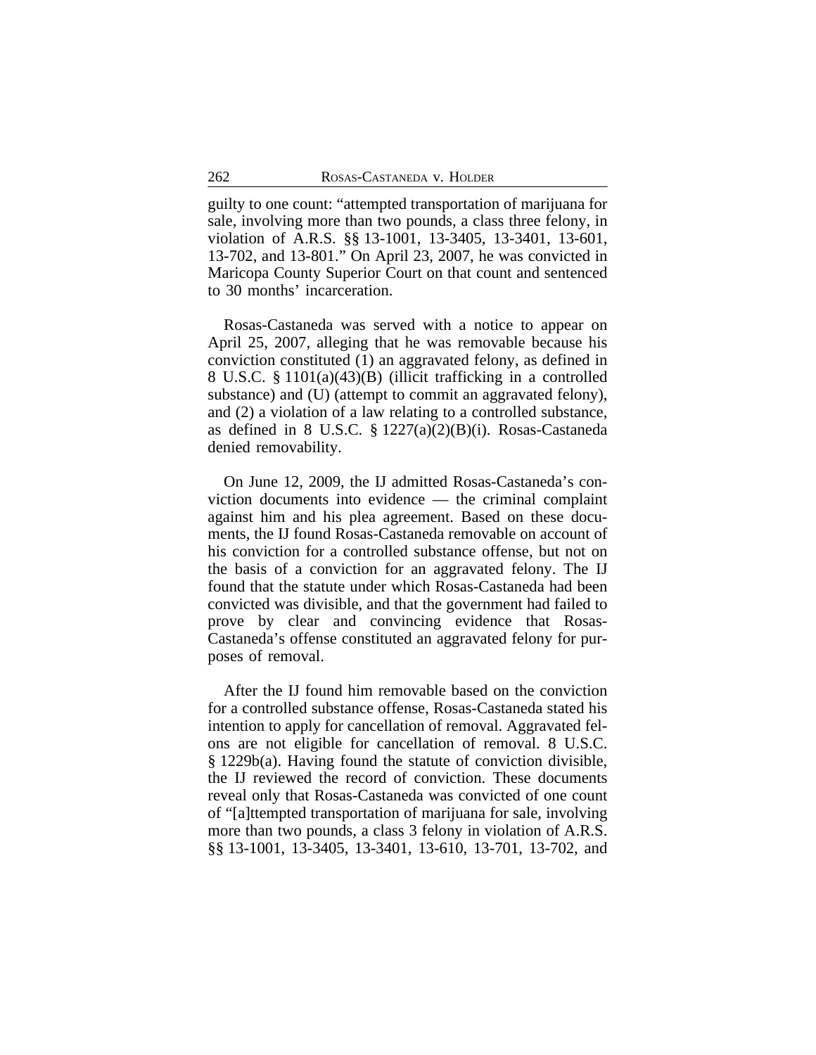guilty to one count: "attempted transportation of marijuana for sale, involving more than two pounds, a class three felony, in violation of A.R.S. §§ 13-1001, 13-3405, 13-3401, 13-601, 13-702, and 13-801." On April 23, 2007, he was convicted in Maricopa County Superior Court on that count and sentenced to 30 months' incarceration.

Rosas-Castaneda was served with a notice to appear on April 25, 2007, alleging that he was removable because his conviction constituted (1) an aggravated felony, as defined in 8 U.S.C. § 1101(a)(43)(B) (illicit trafficking in a controlled substance) and (U) (attempt to commit an aggravated felony), and (2) a violation of a law relating to a controlled substance, as defined in 8 U.S.C. § 1227(a)(2)(B)(i). Rosas-Castaneda denied removability.

On June 12, 2009, the IJ admitted Rosas-Castaneda's conviction documents into evidence — the criminal complaint against him and his plea agreement. Based on these documents, the IJ found Rosas-Castaneda removable on account of his conviction for a controlled substance offense, but not on the basis of a conviction for an aggravated felony. The IJ found that the statute under which Rosas-Castaneda had been convicted was divisible, and that the government had failed to prove by clear and convincing evidence that Rosas-Castaneda's offense constituted an aggravated felony for purposes of removal.

After the IJ found him removable based on the conviction for a controlled substance offense, Rosas-Castaneda stated his intention to apply for cancellation of removal. Aggravated felons are not eligible for cancellation of removal. 8 U.S.C. § 1229b(a). Having found the statute of conviction divisible, the IJ reviewed the record of conviction. These documents reveal only that Rosas-Castaneda was convicted of one count of "[a]ttempted transportation of marijuana for sale, involving more than two pounds, a class 3 felony in violation of A.R.S. §§ 13-1001, 13-3405, 13-3401, 13-610, 13-701, 13-702, and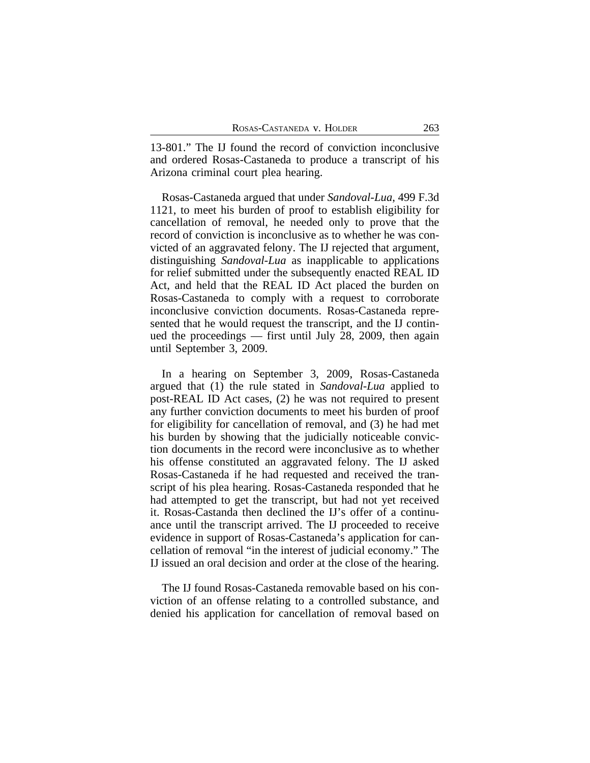13-801." The IJ found the record of conviction inconclusive and ordered Rosas-Castaneda to produce a transcript of his Arizona criminal court plea hearing.

Rosas-Castaneda argued that under *Sandoval-Lua*, 499 F.3d 1121, to meet his burden of proof to establish eligibility for cancellation of removal, he needed only to prove that the record of conviction is inconclusive as to whether he was convicted of an aggravated felony. The IJ rejected that argument, distinguishing *Sandoval-Lua* as inapplicable to applications for relief submitted under the subsequently enacted REAL ID Act, and held that the REAL ID Act placed the burden on Rosas-Castaneda to comply with a request to corroborate inconclusive conviction documents. Rosas-Castaneda represented that he would request the transcript, and the IJ continued the proceedings — first until July 28, 2009, then again until September 3, 2009.

In a hearing on September 3, 2009, Rosas-Castaneda argued that (1) the rule stated in *Sandoval-Lua* applied to post-REAL ID Act cases, (2) he was not required to present any further conviction documents to meet his burden of proof for eligibility for cancellation of removal, and (3) he had met his burden by showing that the judicially noticeable conviction documents in the record were inconclusive as to whether his offense constituted an aggravated felony. The IJ asked Rosas-Castaneda if he had requested and received the transcript of his plea hearing. Rosas-Castaneda responded that he had attempted to get the transcript, but had not yet received it. Rosas-Castanda then declined the IJ's offer of a continuance until the transcript arrived. The IJ proceeded to receive evidence in support of Rosas-Castaneda's application for cancellation of removal "in the interest of judicial economy." The IJ issued an oral decision and order at the close of the hearing.

The IJ found Rosas-Castaneda removable based on his conviction of an offense relating to a controlled substance, and denied his application for cancellation of removal based on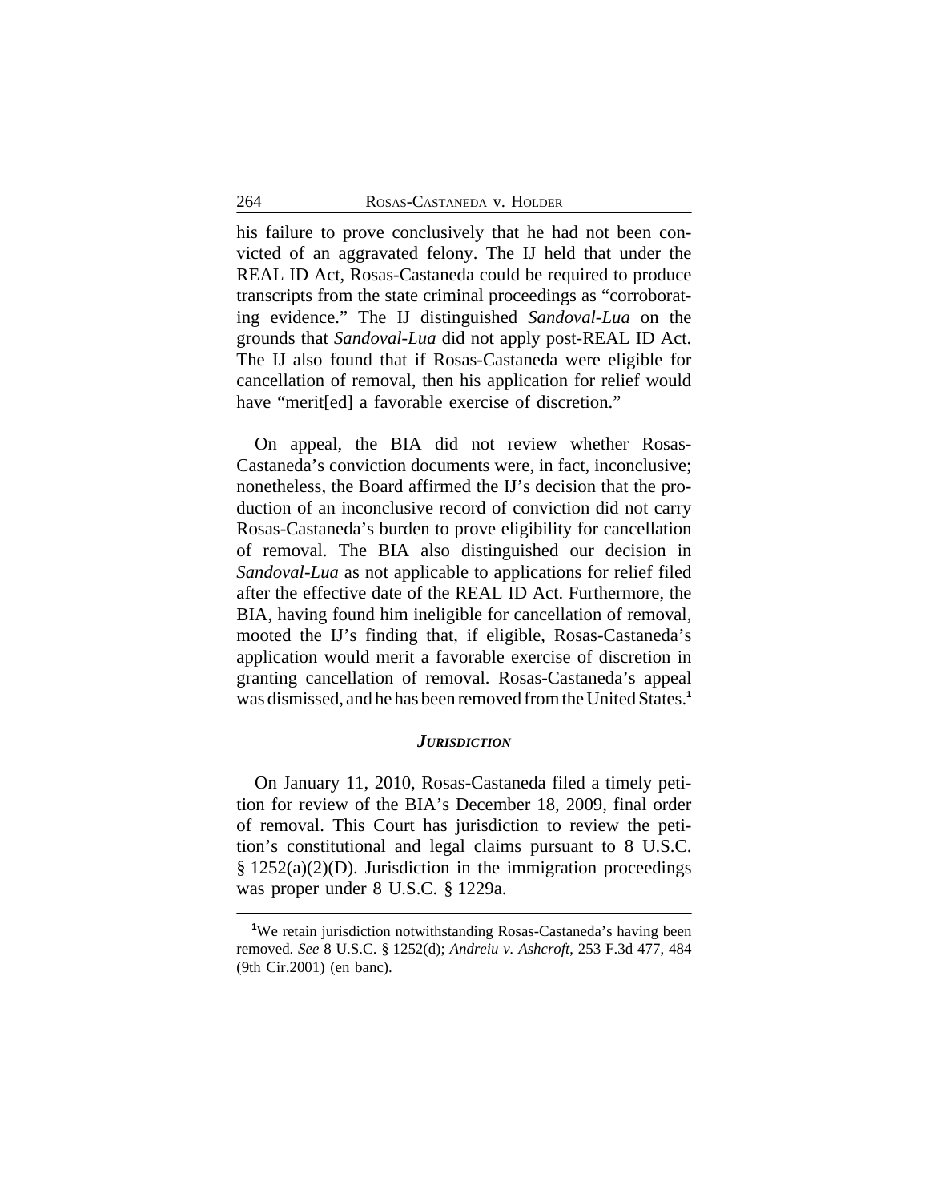his failure to prove conclusively that he had not been convicted of an aggravated felony. The IJ held that under the REAL ID Act, Rosas-Castaneda could be required to produce transcripts from the state criminal proceedings as "corroborating evidence." The IJ distinguished *Sandoval-Lua* on the grounds that *Sandoval-Lua* did not apply post-REAL ID Act. The IJ also found that if Rosas-Castaneda were eligible for cancellation of removal, then his application for relief would have "merit[ed] a favorable exercise of discretion."

On appeal, the BIA did not review whether Rosas-Castaneda's conviction documents were, in fact, inconclusive; nonetheless, the Board affirmed the IJ's decision that the production of an inconclusive record of conviction did not carry Rosas-Castaneda's burden to prove eligibility for cancellation of removal. The BIA also distinguished our decision in *Sandoval-Lua* as not applicable to applications for relief filed after the effective date of the REAL ID Act. Furthermore, the BIA, having found him ineligible for cancellation of removal, mooted the IJ's finding that, if eligible, Rosas-Castaneda's application would merit a favorable exercise of discretion in granting cancellation of removal. Rosas-Castaneda's appeal was dismissed, and he has been removed from the United States.[1]

### *Jurisdiction*

On January 11, 2010, Rosas-Castaneda filed a timely petition for review of the BIA's December 18, 2009, final order of removal. This Court has jurisdiction to review the petition's constitutional and legal claims pursuant to 8 U.S.C. § 1252(a)(2)(D). Jurisdiction in the immigration proceedings was proper under 8 U.S.C. § 1229a.

[1]We retain jurisdiction notwithstanding Rosas-Castaneda's having been removed. *See* 8 U.S.C. § 1252(d); *Andreiu v. Ashcroft*, 253 F.3d 477, 484 (9th Cir.2001) (en banc).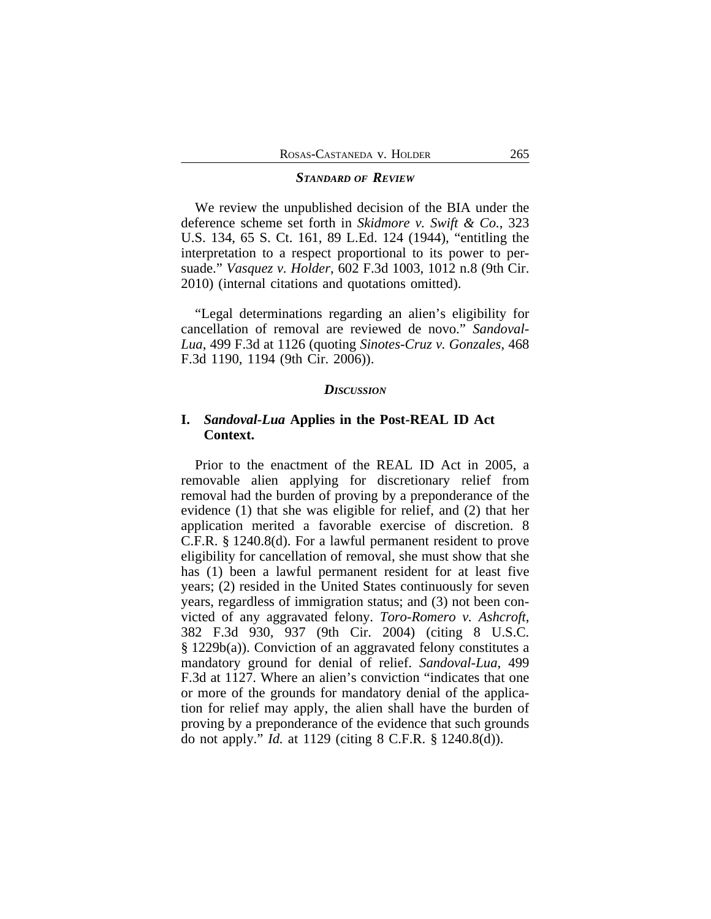## *Standard of Review*

We review the unpublished decision of the BIA under the deference scheme set forth in *Skidmore v. Swift & Co.*, 323 U.S. 134, 65 S. Ct. 161, 89 L.Ed. 124 (1944), "entitling the interpretation to a respect proportional to its power to persuade." *Vasquez v. Holder*, 602 F.3d 1003, 1012 n.8 (9th Cir. 2010) (internal citations and quotations omitted).

"Legal determinations regarding an alien's eligibility for cancellation of removal are reviewed de novo." *Sandoval-Lua*, 499 F.3d at 1126 (quoting *Sinotes-Cruz v. Gonzales*, 468 F.3d 1190, 1194 (9th Cir. 2006)).

## *Discussion*

### I. *Sandoval-Lua* Applies in the Post-REAL ID Act Context.

Prior to the enactment of the REAL ID Act in 2005, a removable alien applying for discretionary relief from removal had the burden of proving by a preponderance of the evidence (1) that she was eligible for relief, and (2) that her application merited a favorable exercise of discretion. 8 C.F.R. § 1240.8(d). For a lawful permanent resident to prove eligibility for cancellation of removal, she must show that she has (1) been a lawful permanent resident for at least five years; (2) resided in the United States continuously for seven years, regardless of immigration status; and (3) not been convicted of any aggravated felony. *Toro-Romero v. Ashcroft*, 382 F.3d 930, 937 (9th Cir. 2004) (citing 8 U.S.C. § 1229b(a)). Conviction of an aggravated felony constitutes a mandatory ground for denial of relief. *Sandoval-Lua*, 499 F.3d at 1127. Where an alien's conviction "indicates that one or more of the grounds for mandatory denial of the application for relief may apply, the alien shall have the burden of proving by a preponderance of the evidence that such grounds do not apply." *Id.* at 1129 (citing 8 C.F.R. § 1240.8(d)).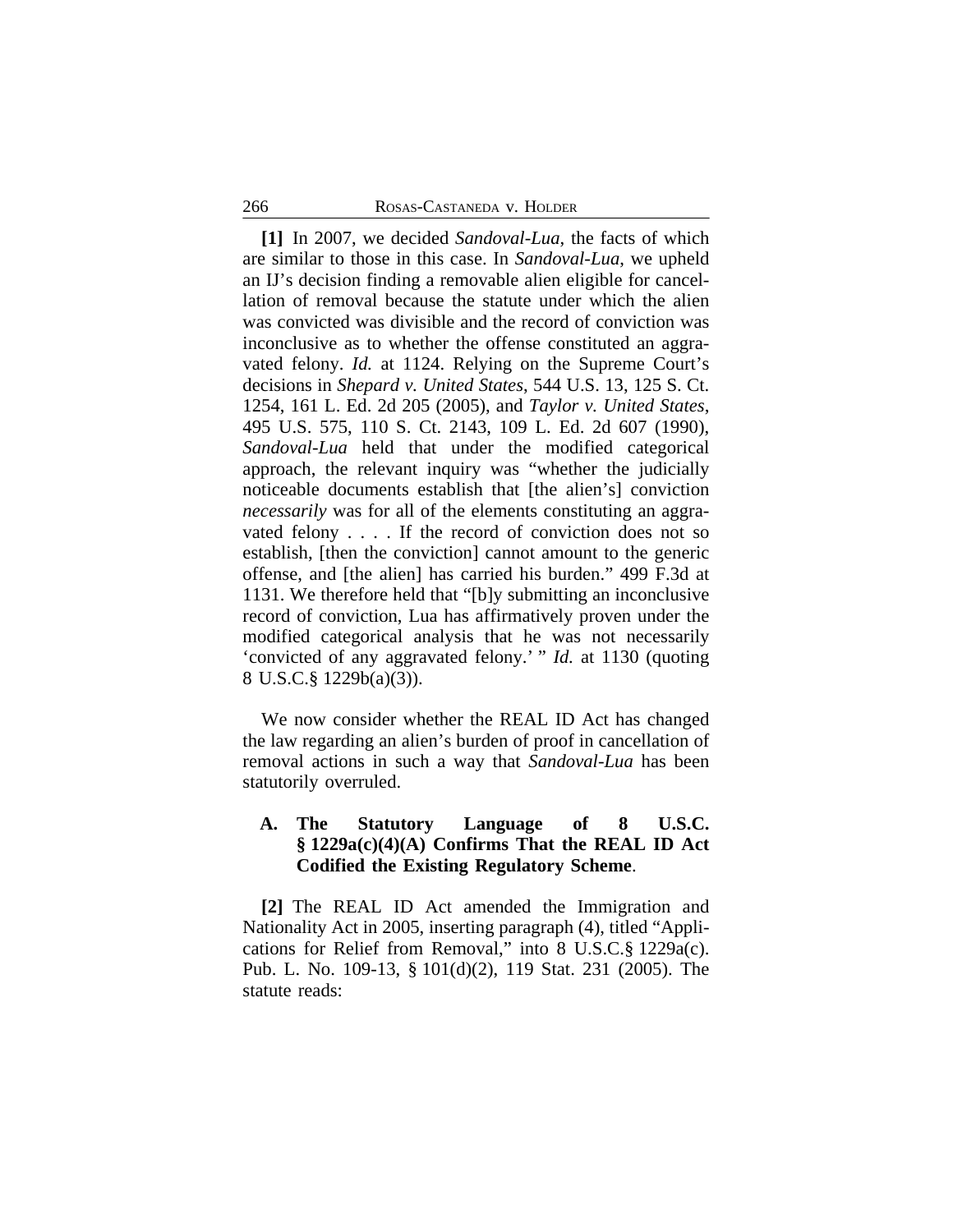**[1]** In 2007, we decided *Sandoval-Lua*, the facts of which are similar to those in this case. In *Sandoval-Lua*, we upheld an IJ's decision finding a removable alien eligible for cancellation of removal because the statute under which the alien was convicted was divisible and the record of conviction was inconclusive as to whether the offense constituted an aggravated felony. *Id.* at 1124. Relying on the Supreme Court's decisions in *Shepard v. United States*, 544 U.S. 13, 125 S. Ct. 1254, 161 L. Ed. 2d 205 (2005), and *Taylor v. United States*, 495 U.S. 575, 110 S. Ct. 2143, 109 L. Ed. 2d 607 (1990), *Sandoval-Lua* held that under the modified categorical approach, the relevant inquiry was "whether the judicially noticeable documents establish that [the alien's] conviction *necessarily* was for all of the elements constituting an aggravated felony . . . . If the record of conviction does not so establish, [then the conviction] cannot amount to the generic offense, and [the alien] has carried his burden." 499 F.3d at 1131. We therefore held that "[b]y submitting an inconclusive record of conviction, Lua has affirmatively proven under the modified categorical analysis that he was not necessarily 'convicted of any aggravated felony.' " *Id.* at 1130 (quoting 8 U.S.C.§ 1229b(a)(3)).

We now consider whether the REAL ID Act has changed the law regarding an alien's burden of proof in cancellation of removal actions in such a way that *Sandoval-Lua* has been statutorily overruled.

### A. The Statutory Language of 8 U.S.C. § 1229a(c)(4)(A) Confirms That the REAL ID Act Codified the Existing Regulatory Scheme.

**[2]** The REAL ID Act amended the Immigration and Nationality Act in 2005, inserting paragraph (4), titled "Applications for Relief from Removal," into 8 U.S.C.§ 1229a(c). Pub. L. No. 109-13, § 101(d)(2), 119 Stat. 231 (2005). The statute reads: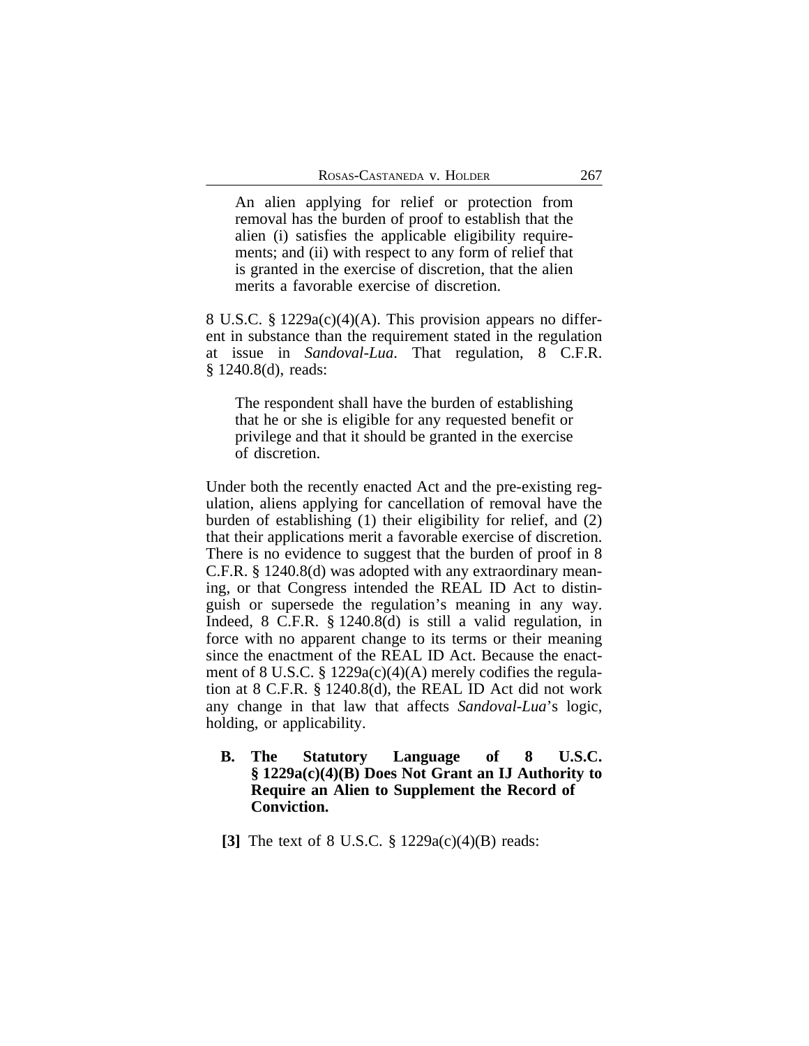> An alien applying for relief or protection from removal has the burden of proof to establish that the alien (i) satisfies the applicable eligibility requirements; and (ii) with respect to any form of relief that is granted in the exercise of discretion, that the alien merits a favorable exercise of discretion.

8 U.S.C. § 1229a(c)(4)(A). This provision appears no different in substance than the requirement stated in the regulation at issue in *Sandoval-Lua*. That regulation, 8 C.F.R. § 1240.8(d), reads:

> The respondent shall have the burden of establishing that he or she is eligible for any requested benefit or privilege and that it should be granted in the exercise of discretion.

Under both the recently enacted Act and the pre-existing regulation, aliens applying for cancellation of removal have the burden of establishing (1) their eligibility for relief, and (2) that their applications merit a favorable exercise of discretion. There is no evidence to suggest that the burden of proof in 8 C.F.R. § 1240.8(d) was adopted with any extraordinary meaning, or that Congress intended the REAL ID Act to distinguish or supersede the regulation's meaning in any way. Indeed, 8 C.F.R. § 1240.8(d) is still a valid regulation, in force with no apparent change to its terms or their meaning since the enactment of the REAL ID Act. Because the enactment of 8 U.S.C. § 1229a(c)(4)(A) merely codifies the regulation at 8 C.F.R. § 1240.8(d), the REAL ID Act did not work any change in that law that affects *Sandoval-Lua*'s logic, holding, or applicability.

### B. The Statutory Language of 8 U.S.C. § 1229a(c)(4)(B) Does Not Grant an IJ Authority to Require an Alien to Supplement the Record of Conviction.

**[3]** The text of 8 U.S.C. § 1229a(c)(4)(B) reads: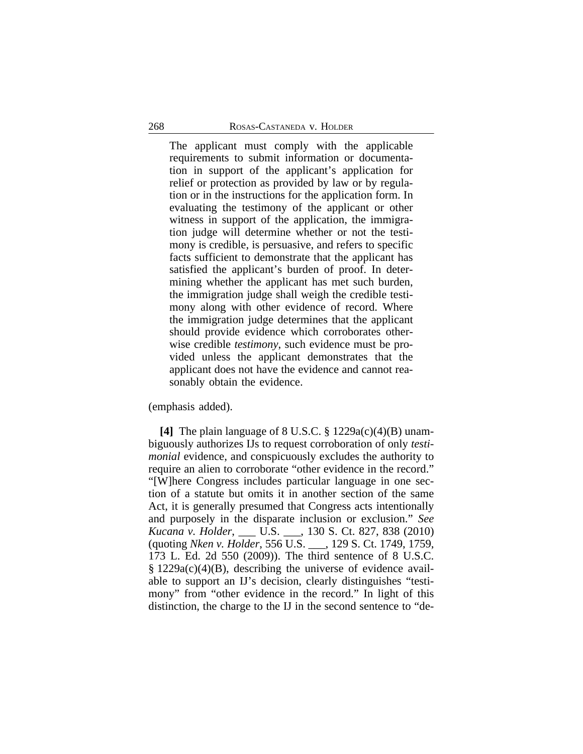> The applicant must comply with the applicable requirements to submit information or documentation in support of the applicant's application for relief or protection as provided by law or by regulation or in the instructions for the application form. In evaluating the testimony of the applicant or other witness in support of the application, the immigration judge will determine whether or not the testimony is credible, is persuasive, and refers to specific facts sufficient to demonstrate that the applicant has satisfied the applicant's burden of proof. In determining whether the applicant has met such burden, the immigration judge shall weigh the credible testimony along with other evidence of record. Where the immigration judge determines that the applicant should provide evidence which corroborates otherwise credible *testimony*, such evidence must be provided unless the applicant demonstrates that the applicant does not have the evidence and cannot reasonably obtain the evidence.

(emphasis added).

**[4]** The plain language of 8 U.S.C. § 1229a(c)(4)(B) unambiguously authorizes IJs to request corroboration of only *testimonial* evidence, and conspicuously excludes the authority to require an alien to corroborate "other evidence in the record." "[W]here Congress includes particular language in one section of a statute but omits it in another section of the same Act, it is generally presumed that Congress acts intentionally and purposely in the disparate inclusion or exclusion." *See Kucana v. Holder*, ___ U.S. ___, 130 S. Ct. 827, 838 (2010) (quoting *Nken v. Holder*, 556 U.S. ___, 129 S. Ct. 1749, 1759, 173 L. Ed. 2d 550 (2009)). The third sentence of 8 U.S.C. § 1229a(c)(4)(B), describing the universe of evidence available to support an IJ's decision, clearly distinguishes "testimony" from "other evidence in the record." In light of this distinction, the charge to the IJ in the second sentence to "de-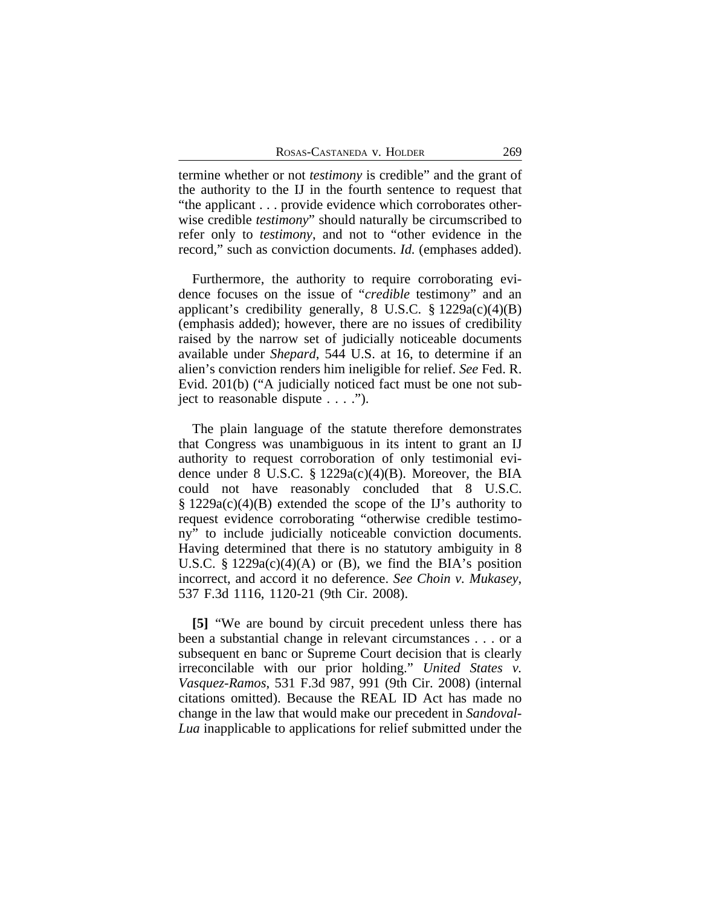termine whether or not *testimony* is credible" and the grant of the authority to the IJ in the fourth sentence to request that "the applicant . . . provide evidence which corroborates otherwise credible *testimony*" should naturally be circumscribed to refer only to *testimony*, and not to "other evidence in the record," such as conviction documents. *Id.* (emphases added).

Furthermore, the authority to require corroborating evidence focuses on the issue of "*credible* testimony" and an applicant's credibility generally, 8 U.S.C. § 1229a(c)(4)(B) (emphasis added); however, there are no issues of credibility raised by the narrow set of judicially noticeable documents available under *Shepard*, 544 U.S. at 16, to determine if an alien's conviction renders him ineligible for relief. *See* Fed. R. Evid. 201(b) ("A judicially noticed fact must be one not subject to reasonable dispute . . . .").

The plain language of the statute therefore demonstrates that Congress was unambiguous in its intent to grant an IJ authority to request corroboration of only testimonial evidence under 8 U.S.C. § 1229a(c)(4)(B). Moreover, the BIA could not have reasonably concluded that 8 U.S.C. § 1229a(c)(4)(B) extended the scope of the IJ's authority to request evidence corroborating "otherwise credible testimony" to include judicially noticeable conviction documents. Having determined that there is no statutory ambiguity in 8 U.S.C. § 1229a(c)(4)(A) or (B), we find the BIA's position incorrect, and accord it no deference. *See Choin v. Mukasey*, 537 F.3d 1116, 1120-21 (9th Cir. 2008).

**[5]** "We are bound by circuit precedent unless there has been a substantial change in relevant circumstances . . . or a subsequent en banc or Supreme Court decision that is clearly irreconcilable with our prior holding." *United States v. Vasquez-Ramos*, 531 F.3d 987, 991 (9th Cir. 2008) (internal citations omitted). Because the REAL ID Act has made no change in the law that would make our precedent in *Sandoval-Lua* inapplicable to applications for relief submitted under the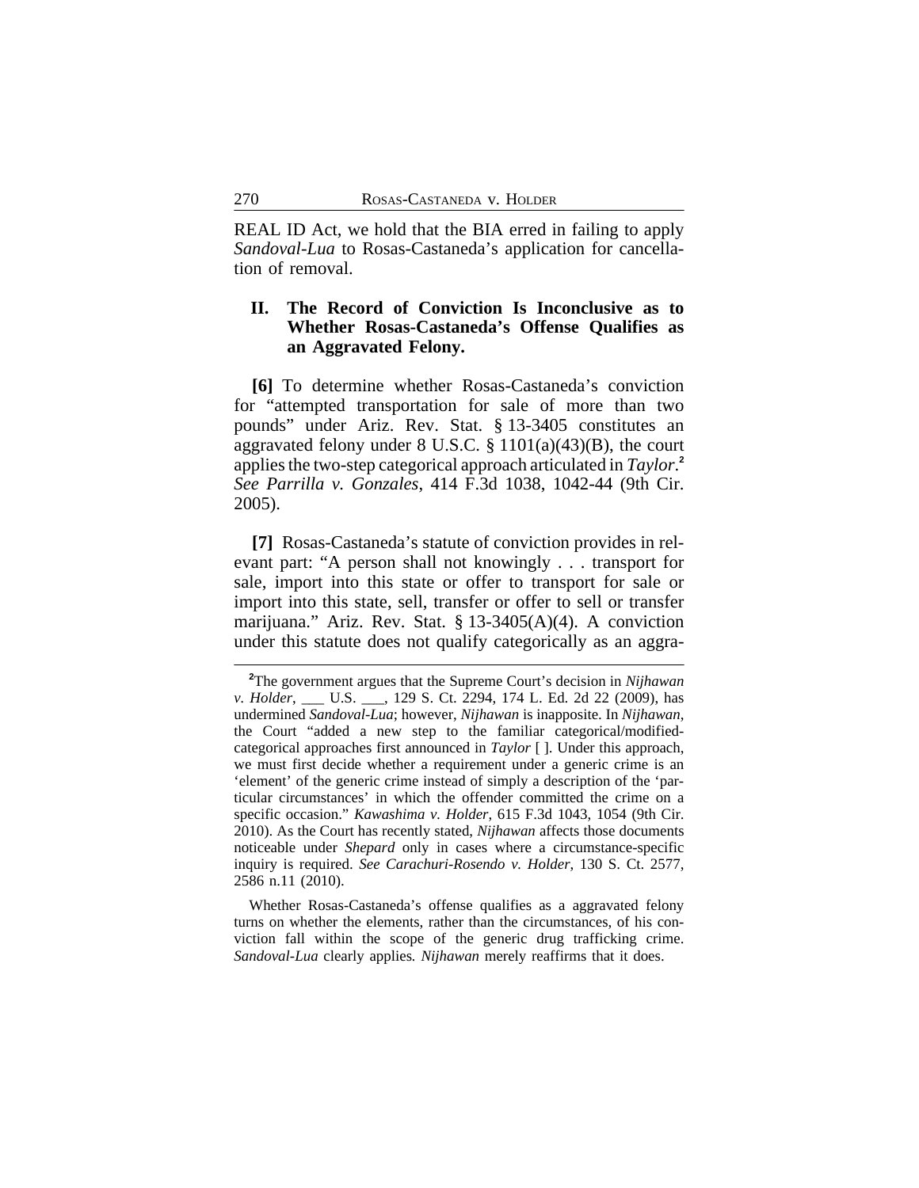REAL ID Act, we hold that the BIA erred in failing to apply *Sandoval-Lua* to Rosas-Castaneda's application for cancellation of removal.

## II. The Record of Conviction Is Inconclusive as to Whether Rosas-Castaneda's Offense Qualifies as an Aggravated Felony.

**[6]** To determine whether Rosas-Castaneda's conviction for "attempted transportation for sale of more than two pounds" under Ariz. Rev. Stat. § 13-3405 constitutes an aggravated felony under 8 U.S.C. § 1101(a)(43)(B), the court applies the two-step categorical approach articulated in *Taylor*.[2] *See Parrilla v. Gonzales*, 414 F.3d 1038, 1042-44 (9th Cir. 2005).

**[7]** Rosas-Castaneda's statute of conviction provides in relevant part: "A person shall not knowingly . . . transport for sale, import into this state or offer to transport for sale or import into this state, sell, transfer or offer to sell or transfer marijuana." Ariz. Rev. Stat. § 13-3405(A)(4). A conviction under this statute does not qualify categorically as an aggra-

---

[2]The government argues that the Supreme Court's decision in *Nijhawan v. Holder*, ___ U.S. ___, 129 S. Ct. 2294, 174 L. Ed. 2d 22 (2009), has undermined *Sandoval-Lua*; however, *Nijhawan* is inapposite. In *Nijhawan*, the Court "added a new step to the familiar categorical/modified-categorical approaches first announced in *Taylor* [ ]. Under this approach, we must first decide whether a requirement under a generic crime is an 'element' of the generic crime instead of simply a description of the 'particular circumstances' in which the offender committed the crime on a specific occasion." *Kawashima v. Holder*, 615 F.3d 1043, 1054 (9th Cir. 2010). As the Court has recently stated, *Nijhawan* affects those documents noticeable under *Shepard* only in cases where a circumstance-specific inquiry is required. *See Carachuri-Rosendo v. Holder*, 130 S. Ct. 2577, 2586 n.11 (2010).

Whether Rosas-Castaneda's offense qualifies as a aggravated felony turns on whether the elements, rather than the circumstances, of his conviction fall within the scope of the generic drug trafficking crime. *Sandoval-Lua* clearly applies. *Nijhawan* merely reaffirms that it does.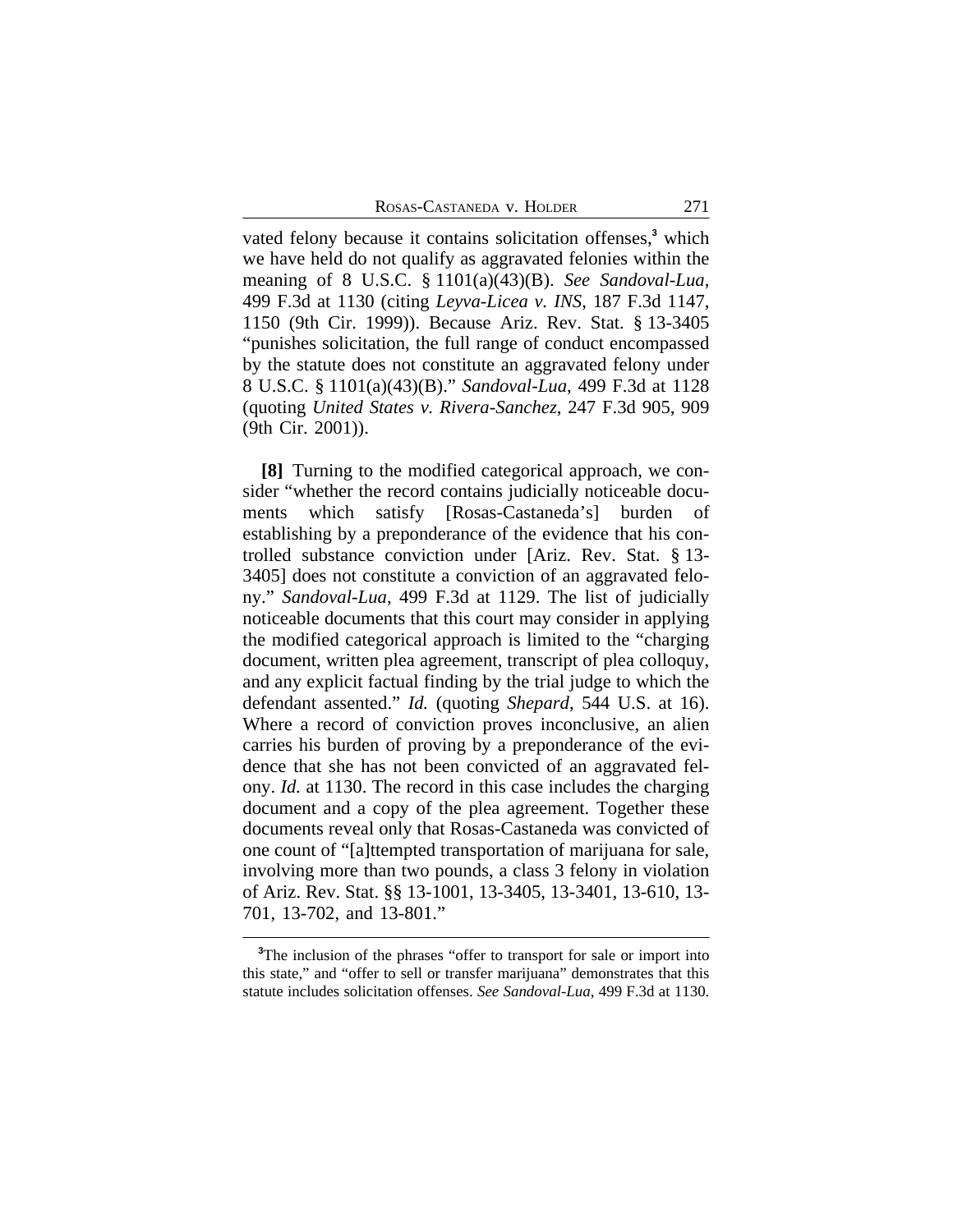vated felony because it contains solicitation offenses,[3] which we have held do not qualify as aggravated felonies within the meaning of 8 U.S.C. § 1101(a)(43)(B). *See Sandoval-Lua*, 499 F.3d at 1130 (citing *Leyva-Licea v. INS*, 187 F.3d 1147, 1150 (9th Cir. 1999)). Because Ariz. Rev. Stat. § 13-3405 "punishes solicitation, the full range of conduct encompassed by the statute does not constitute an aggravated felony under 8 U.S.C. § 1101(a)(43)(B)." *Sandoval-Lua*, 499 F.3d at 1128 (quoting *United States v. Rivera-Sanchez*, 247 F.3d 905, 909 (9th Cir. 2001)).

**[8]** Turning to the modified categorical approach, we consider "whether the record contains judicially noticeable documents which satisfy [Rosas-Castaneda's] burden of establishing by a preponderance of the evidence that his controlled substance conviction under [Ariz. Rev. Stat. § 13-3405] does not constitute a conviction of an aggravated felony." *Sandoval-Lua*, 499 F.3d at 1129. The list of judicially noticeable documents that this court may consider in applying the modified categorical approach is limited to the "charging document, written plea agreement, transcript of plea colloquy, and any explicit factual finding by the trial judge to which the defendant assented." *Id.* (quoting *Shepard*, 544 U.S. at 16). Where a record of conviction proves inconclusive, an alien carries his burden of proving by a preponderance of the evidence that she has not been convicted of an aggravated felony. *Id.* at 1130. The record in this case includes the charging document and a copy of the plea agreement. Together these documents reveal only that Rosas-Castaneda was convicted of one count of "[a]ttempted transportation of marijuana for sale, involving more than two pounds, a class 3 felony in violation of Ariz. Rev. Stat. §§ 13-1001, 13-3405, 13-3401, 13-610, 13-701, 13-702, and 13-801."

---

[3]The inclusion of the phrases "offer to transport for sale or import into this state," and "offer to sell or transfer marijuana" demonstrates that this statute includes solicitation offenses. *See Sandoval-Lua*, 499 F.3d at 1130.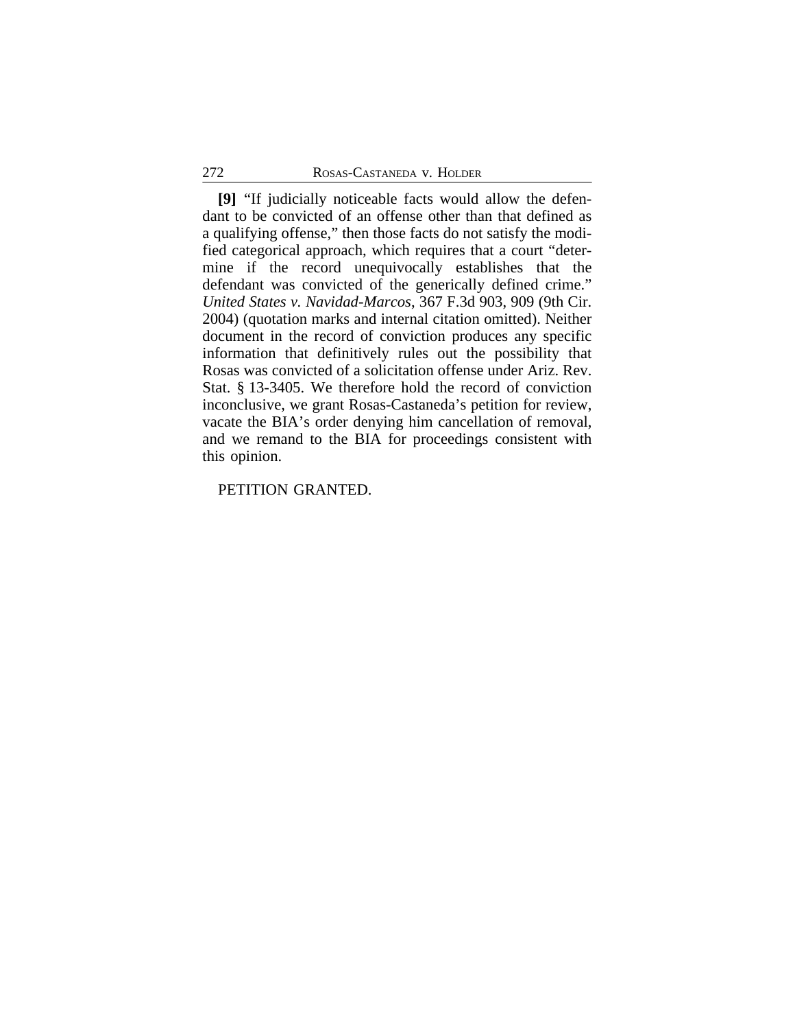**[9]** "If judicially noticeable facts would allow the defendant to be convicted of an offense other than that defined as a qualifying offense," then those facts do not satisfy the modified categorical approach, which requires that a court "determine if the record unequivocally establishes that the defendant was convicted of the generically defined crime." *United States v. Navidad-Marcos*, 367 F.3d 903, 909 (9th Cir. 2004) (quotation marks and internal citation omitted). Neither document in the record of conviction produces any specific information that definitively rules out the possibility that Rosas was convicted of a solicitation offense under Ariz. Rev. Stat. § 13-3405. We therefore hold the record of conviction inconclusive, we grant Rosas-Castaneda's petition for review, vacate the BIA's order denying him cancellation of removal, and we remand to the BIA for proceedings consistent with this opinion.

PETITION GRANTED.